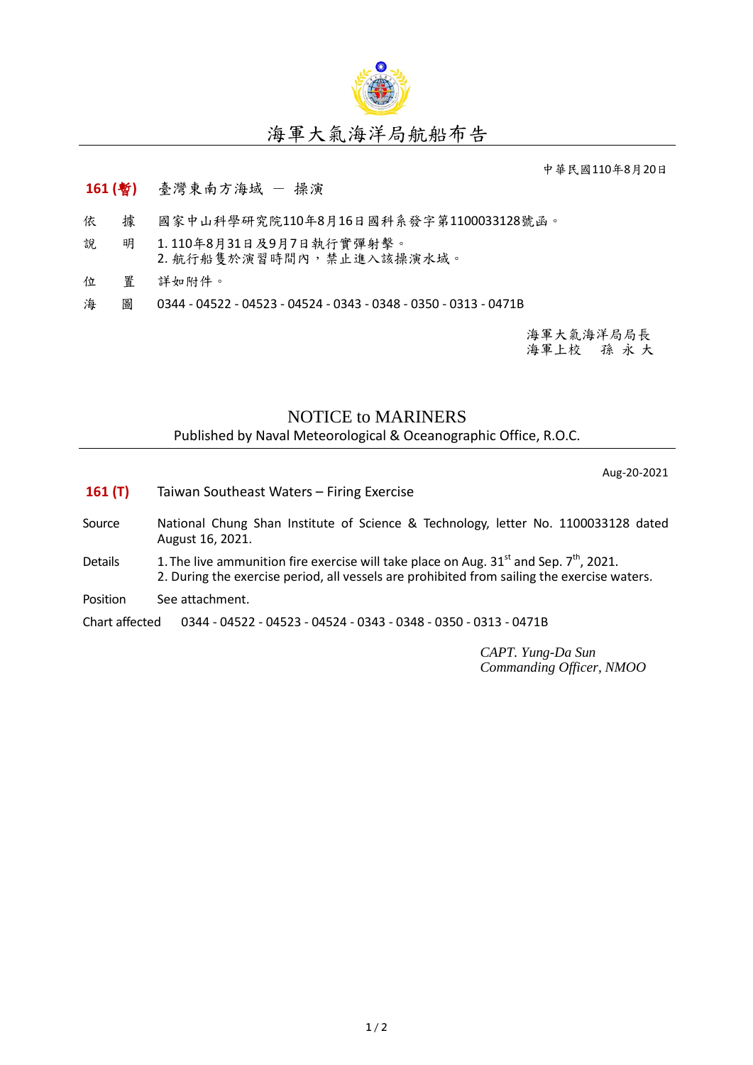# 海軍大氣海洋局航船布告

中華民國110年8月20日

**161 (暫)** 臺灣東南方海域 － 操演

依　據　國家中山科學研究院110年8月16日國科系發字第1100033128號函。

說　明　1. 110年8月31日及9月7日執行實彈射擊。
2. 航行船隻於演習時間內，禁止進入該操演水域。

位　置　詳如附件。

海　圖　0344 - 04522 - 04523 - 04524 - 0343 - 0348 - 0350 - 0313 - 0471B

海軍大氣海洋局局長
海軍上校　孫 永 大

## NOTICE to MARINERS

Published by Naval Meteorological & Oceanographic Office, R.O.C.

Aug-20-2021

**161 (T)** Taiwan Southeast Waters – Firing Exercise

Source: National Chung Shan Institute of Science & Technology, letter No. 1100033128 dated August 16, 2021.

Details:
1. The live ammunition fire exercise will take place on Aug. 31st and Sep. 7th, 2021.
2. During the exercise period, all vessels are prohibited from sailing the exercise waters.

Position: See attachment.

Chart affected: 0344 - 04522 - 04523 - 04524 - 0343 - 0348 - 0350 - 0313 - 0471B

*CAPT. Yung-Da Sun*
*Commanding Officer, NMOO*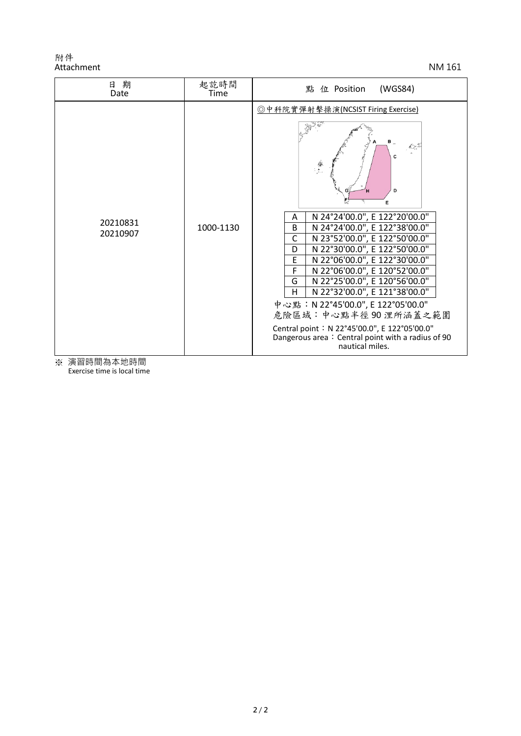附件
Attachment

NM 161

| 日 期 Date | 起訖時間 Time | 點 位 Position (WGS84) |
| --- | --- | --- |
| 20210831<br>20210907 | 1000-1130 | ◎中科院實彈射擊操演(NCSIST Firing Exercise)<br>A N 24°24'00.0", E 122°20'00.0"<br>B N 24°24'00.0", E 122°38'00.0"<br>C N 23°52'00.0", E 122°50'00.0"<br>D N 22°30'00.0", E 122°50'00.0"<br>E N 22°06'00.0", E 122°30'00.0"<br>F N 22°06'00.0", E 120°52'00.0"<br>G N 22°25'00.0", E 120°56'00.0"<br>H N 22°32'00.0", E 121°38'00.0"<br>中心點：N 22°45'00.0", E 122°05'00.0"<br>危險區域：中心點半徑 90 浬所涵蓋之範圍<br>Central point：N 22°45'00.0", E 122°05'00.0"<br>Dangerous area：Central point with a radius of 90 nautical miles. |

※ 演習時間為本地時間
Exercise time is local time